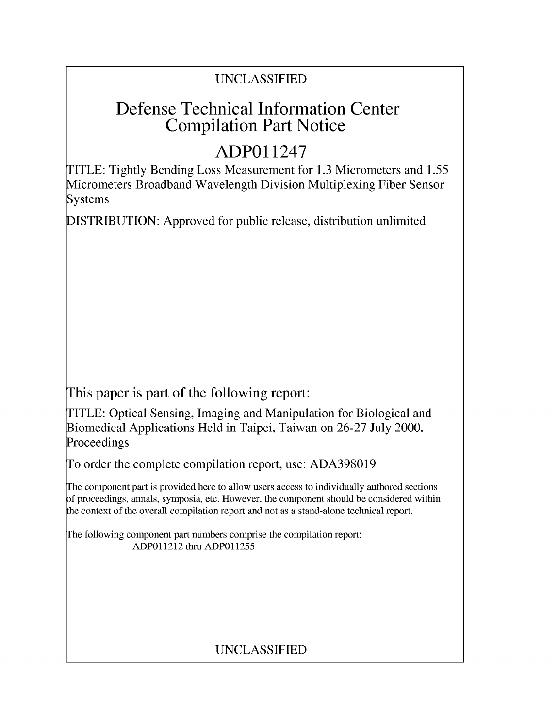UNCLASSIFIED

# Defense Technical Information Center Compilation Part Notice

# ADP011247

TITLE: Tightly Bending Loss Measurement for 1.3 Micrometers and 1.55 Micrometers Broadband Wavelength Division Multiplexing Fiber Sensor Systems

DISTRIBUTION: Approved for public release, distribution unlimited

This paper is part of the following report:

TITLE: Optical Sensing, Imaging and Manipulation for Biological and Biomedical Applications Held in Taipei, Taiwan on 26-27 July 2000. Proceedings

To order the complete compilation report, use: ADA398019

The component part is provided here to allow users access to individually authored sections of proceedings, annals, symposia, etc. However, the component should be considered within the context of the overall compilation report and not as a stand-alone technical report.

The following component part numbers comprise the compilation report:
ADP011212 thru ADP011255

UNCLASSIFIED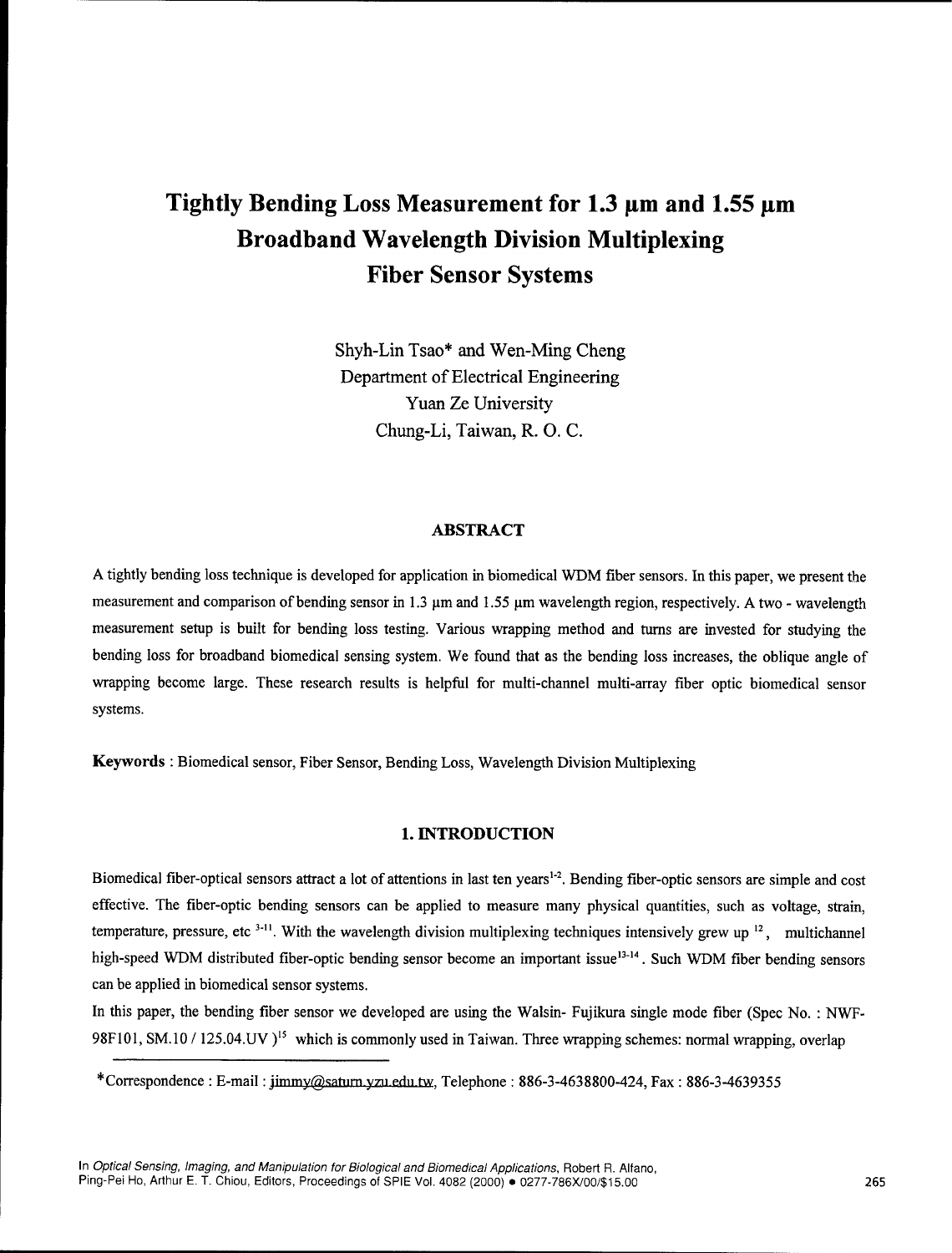# Tightly Bending Loss Measurement for 1.3 μm and 1.55 μm Broadband Wavelength Division Multiplexing Fiber Sensor Systems

Shyh-Lin Tsao* and Wen-Ming Cheng
Department of Electrical Engineering
Yuan Ze University
Chung-Li, Taiwan, R. O. C.

## ABSTRACT

A tightly bending loss technique is developed for application in biomedical WDM fiber sensors. In this paper, we present the measurement and comparison of bending sensor in 1.3 μm and 1.55 μm wavelength region, respectively. A two - wavelength measurement setup is built for bending loss testing. Various wrapping method and turns are invested for studying the bending loss for broadband biomedical sensing system. We found that as the bending loss increases, the oblique angle of wrapping become large. These research results is helpful for multi-channel multi-array fiber optic biomedical sensor systems.

**Keywords** : Biomedical sensor, Fiber Sensor, Bending Loss, Wavelength Division Multiplexing

## 1. INTRODUCTION

Biomedical fiber-optical sensors attract a lot of attentions in last ten years[1-2]. Bending fiber-optic sensors are simple and cost effective. The fiber-optic bending sensors can be applied to measure many physical quantities, such as voltage, strain, temperature, pressure, etc [3-11]. With the wavelength division multiplexing techniques intensively grew up [12], multichannel high-speed WDM distributed fiber-optic bending sensor become an important issue[13-14]. Such WDM fiber bending sensors can be applied in biomedical sensor systems.

In this paper, the bending fiber sensor we developed are using the Walsin- Fujikura single mode fiber (Spec No. : NWF-98F101, SM.10 / 125.04.UV )[15] which is commonly used in Taiwan. Three wrapping schemes: normal wrapping, overlap

*Correspondence : E-mail : jimmy@saturn.yzu.edu.tw, Telephone : 886-3-4638800-424, Fax : 886-3-4639355

In Optical Sensing, Imaging, and Manipulation for Biological and Biomedical Applications, Robert R. Alfano, Ping-Pei Ho, Arthur E. T. Chiou, Editors, Proceedings of SPIE Vol. 4082 (2000) • 0277-786X/00/$15.00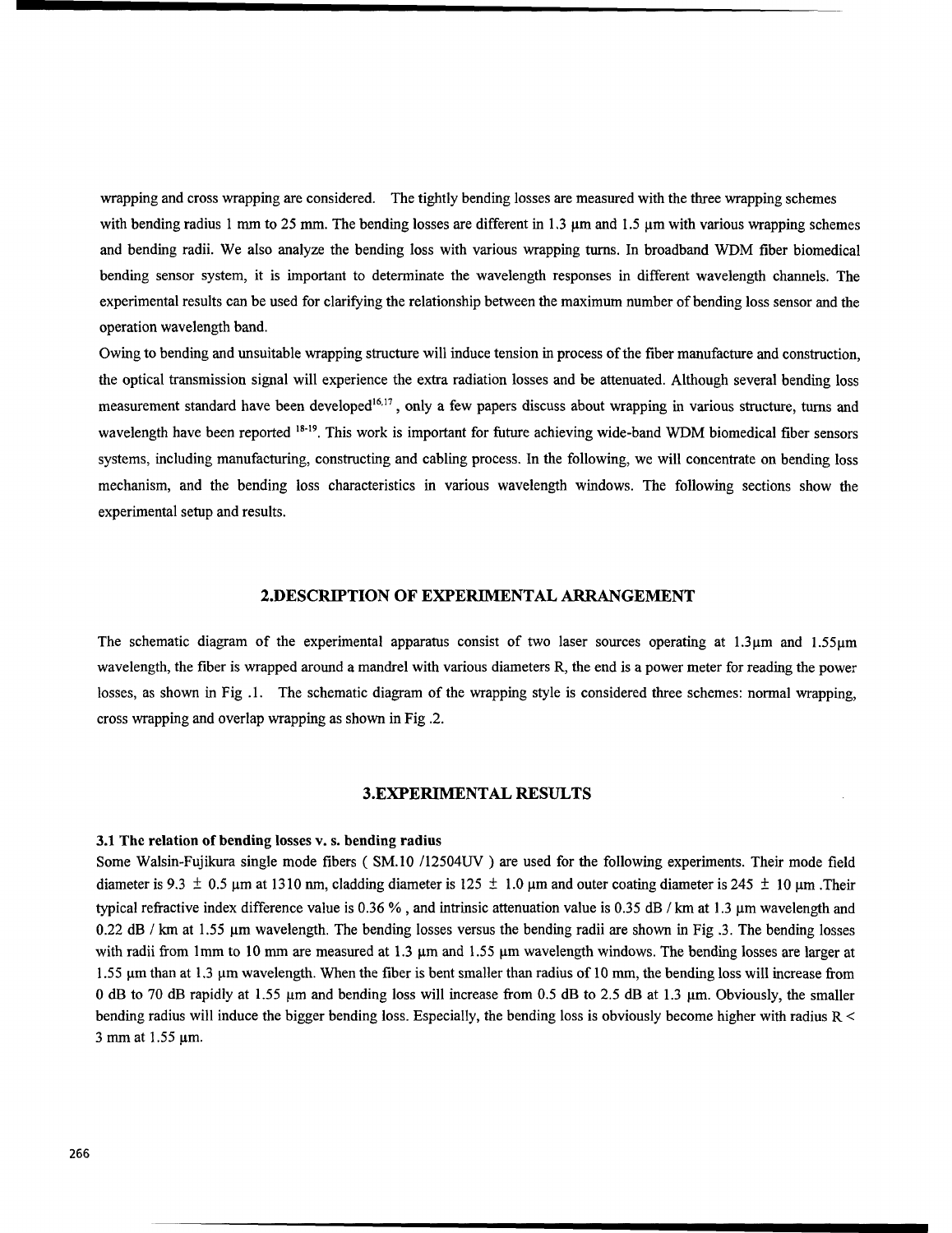wrapping and cross wrapping are considered. The tightly bending losses are measured with the three wrapping schemes with bending radius 1 mm to 25 mm. The bending losses are different in 1.3 μm and 1.5 μm with various wrapping schemes and bending radii. We also analyze the bending loss with various wrapping turns. In broadband WDM fiber biomedical bending sensor system, it is important to determinate the wavelength responses in different wavelength channels. The experimental results can be used for clarifying the relationship between the maximum number of bending loss sensor and the operation wavelength band.

Owing to bending and unsuitable wrapping structure will induce tension in process of the fiber manufacture and construction, the optical transmission signal will experience the extra radiation losses and be attenuated. Although several bending loss measurement standard have been developed[16,17], only a few papers discuss about wrapping in various structure, turns and wavelength have been reported [18-19]. This work is important for future achieving wide-band WDM biomedical fiber sensors systems, including manufacturing, constructing and cabling process. In the following, we will concentrate on bending loss mechanism, and the bending loss characteristics in various wavelength windows. The following sections show the experimental setup and results.

## 2.DESCRIPTION OF EXPERIMENTAL ARRANGEMENT

The schematic diagram of the experimental apparatus consist of two laser sources operating at 1.3μm and 1.55μm wavelength, the fiber is wrapped around a mandrel with various diameters R, the end is a power meter for reading the power losses, as shown in Fig .1. The schematic diagram of the wrapping style is considered three schemes: normal wrapping, cross wrapping and overlap wrapping as shown in Fig .2.

## 3.EXPERIMENTAL RESULTS

### 3.1 The relation of bending losses v. s. bending radius

Some Walsin-Fujikura single mode fibers ( SM.10 /12504UV ) are used for the following experiments. Their mode field diameter is 9.3 ± 0.5 μm at 1310 nm, cladding diameter is 125 ± 1.0 μm and outer coating diameter is 245 ± 10 μm .Their typical refractive index difference value is 0.36 % , and intrinsic attenuation value is 0.35 dB / km at 1.3 μm wavelength and 0.22 dB / km at 1.55 μm wavelength. The bending losses versus the bending radii are shown in Fig .3. The bending losses with radii from 1mm to 10 mm are measured at 1.3 μm and 1.55 μm wavelength windows. The bending losses are larger at 1.55 μm than at 1.3 μm wavelength. When the fiber is bent smaller than radius of 10 mm, the bending loss will increase from 0 dB to 70 dB rapidly at 1.55 μm and bending loss will increase from 0.5 dB to 2.5 dB at 1.3 μm. Obviously, the smaller bending radius will induce the bigger bending loss. Especially, the bending loss is obviously become higher with radius $R <$ 3 mm at 1.55 μm.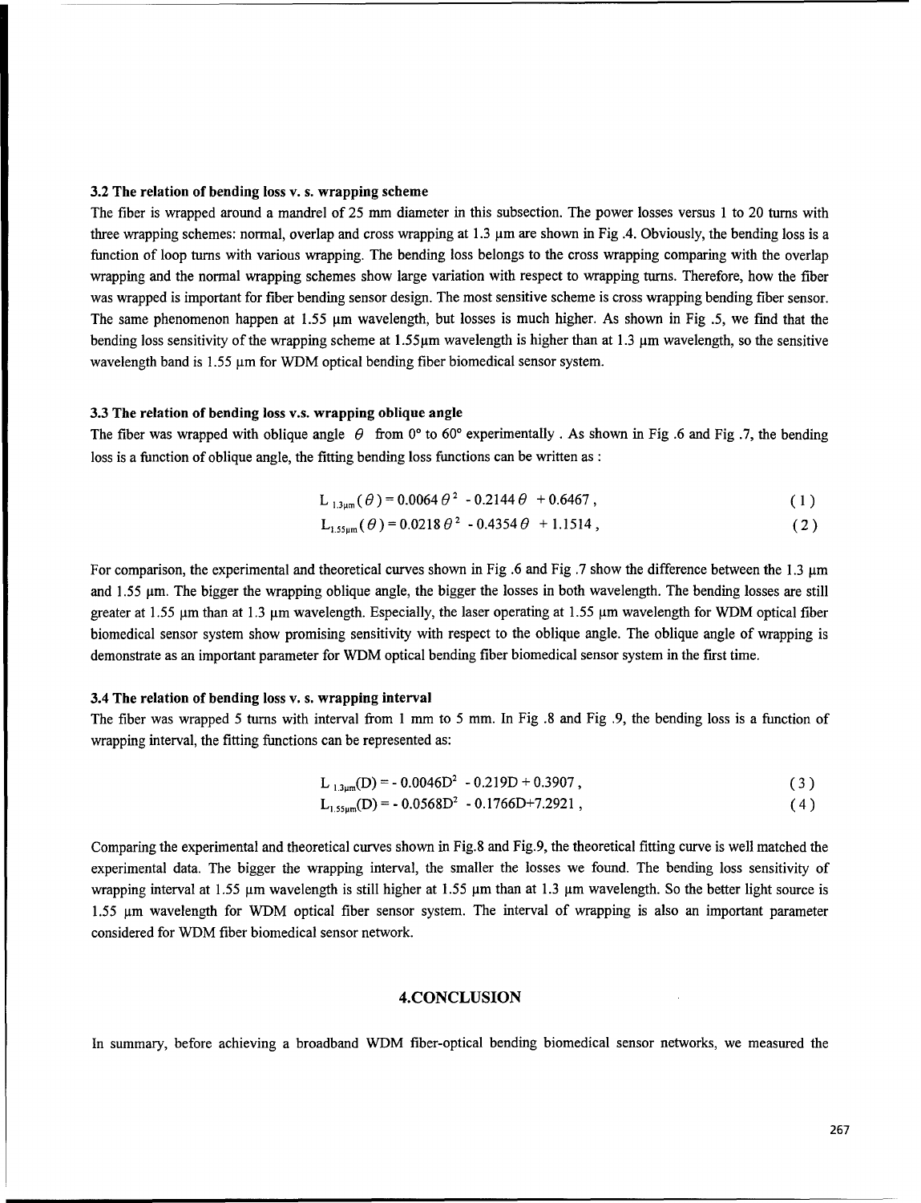### 3.2 The relation of bending loss v. s. wrapping scheme

The fiber is wrapped around a mandrel of 25 mm diameter in this subsection. The power losses versus 1 to 20 turns with three wrapping schemes: normal, overlap and cross wrapping at 1.3 μm are shown in Fig .4. Obviously, the bending loss is a function of loop turns with various wrapping. The bending loss belongs to the cross wrapping comparing with the overlap wrapping and the normal wrapping schemes show large variation with respect to wrapping turns. Therefore, how the fiber was wrapped is important for fiber bending sensor design. The most sensitive scheme is cross wrapping bending fiber sensor. The same phenomenon happen at 1.55 μm wavelength, but losses is much higher. As shown in Fig .5, we find that the bending loss sensitivity of the wrapping scheme at 1.55μm wavelength is higher than at 1.3 μm wavelength, so the sensitive wavelength band is 1.55 μm for WDM optical bending fiber biomedical sensor system.

### 3.3 The relation of bending loss v.s. wrapping oblique angle

The fiber was wrapped with oblique angle $\theta$ from 0° to 60° experimentally . As shown in Fig .6 and Fig .7, the bending loss is a function of oblique angle, the fitting bending loss functions can be written as :

$$L_{1.3\mu m}(\theta) = 0.0064\,\theta^2 - 0.2144\,\theta + 0.6467, \quad (1)$$

$$L_{1.55\mu m}(\theta) = 0.0218\,\theta^2 - 0.4354\,\theta + 1.1514, \quad (2)$$

For comparison, the experimental and theoretical curves shown in Fig .6 and Fig .7 show the difference between the 1.3 μm and 1.55 μm. The bigger the wrapping oblique angle, the bigger the losses in both wavelength. The bending losses are still greater at 1.55 μm than at 1.3 μm wavelength. Especially, the laser operating at 1.55 μm wavelength for WDM optical fiber biomedical sensor system show promising sensitivity with respect to the oblique angle. The oblique angle of wrapping is demonstrate as an important parameter for WDM optical bending fiber biomedical sensor system in the first time.

### 3.4 The relation of bending loss v. s. wrapping interval

The fiber was wrapped 5 turns with interval from 1 mm to 5 mm. In Fig .8 and Fig .9, the bending loss is a function of wrapping interval, the fitting functions can be represented as:

$$L_{1.3\mu m}(D) = -0.0046D^2 - 0.219D + 0.3907, \quad (3)$$

$$L_{1.55\mu m}(D) = -0.0568D^2 - 0.1766D + 7.2921, \quad (4)$$

Comparing the experimental and theoretical curves shown in Fig.8 and Fig.9, the theoretical fitting curve is well matched the experimental data. The bigger the wrapping interval, the smaller the losses we found. The bending loss sensitivity of wrapping interval at 1.55 μm wavelength is still higher at 1.55 μm than at 1.3 μm wavelength. So the better light source is 1.55 μm wavelength for WDM optical fiber sensor system. The interval of wrapping is also an important parameter considered for WDM fiber biomedical sensor network.

## 4.CONCLUSION

In summary, before achieving a broadband WDM fiber-optical bending biomedical sensor networks, we measured the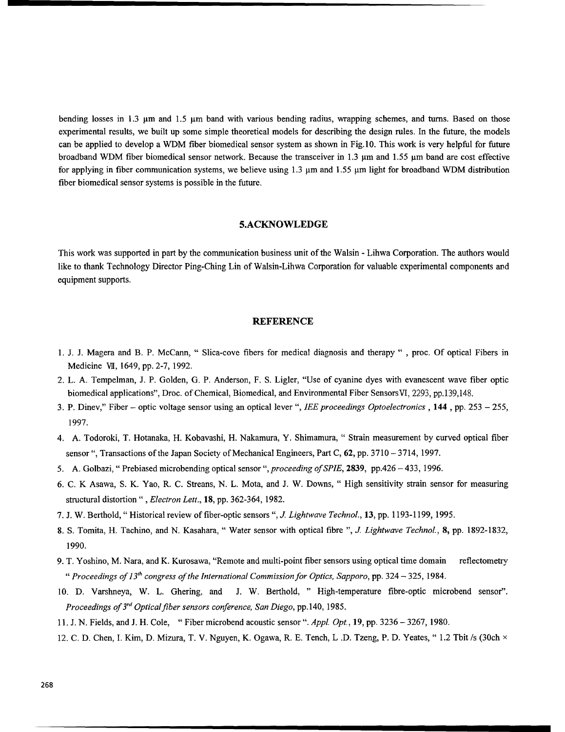bending losses in 1.3 μm and 1.5 μm band with various bending radius, wrapping schemes, and turns. Based on those experimental results, we built up some simple theoretical models for describing the design rules. In the future, the models can be applied to develop a WDM fiber biomedical sensor system as shown in Fig.10. This work is very helpful for future broadband WDM fiber biomedical sensor network. Because the transceiver in 1.3 μm and 1.55 μm band are cost effective for applying in fiber communication systems, we believe using 1.3 μm and 1.55 μm light for broadband WDM distribution fiber biomedical sensor systems is possible in the future.

## 5.ACKNOWLEDGE

This work was supported in part by the communication business unit of the Walsin - Lihwa Corporation. The authors would like to thank Technology Director Ping-Ching Lin of Walsin-Lihwa Corporation for valuable experimental components and equipment supports.

## REFERENCE

1. J. J. Magera and B. P. McCann, " Slica-cove fibers for medical diagnosis and therapy " , proc. Of optical Fibers in Medicine VII, 1649, pp. 2-7, 1992.
2. L. A. Tempelman, J. P. Golden, G. P. Anderson, F. S. Ligler, "Use of cyanine dyes with evanescent wave fiber optic biomedical applications", Droc. of Chemical, Biomedical, and Environmental Fiber SensorsVI, 2293, pp.139,148.
3. P. Dinev," Fiber – optic voltage sensor using an optical lever ", *IEE proceedings Optoelectronics* , **144** , pp. 253 – 255, 1997.
4. A. Todoroki, T. Hotanaka, H. Kobavashi, H. Nakamura, Y. Shimamura, " Strain measurement by curved optical fiber sensor ", Transactions of the Japan Society of Mechanical Engineers, Part C, **62**, pp. 3710 – 3714, 1997.
5. A. Golbazi, " Prebiased microbending optical sensor ", *proceeding of SPIE*, **2839**, pp.426 – 433, 1996.
6. C. K Asawa, S. K. Yao, R. C. Streans, N. L. Mota, and J. W. Downs, " High sensitivity strain sensor for measuring structural distortion " , *Electron Lett*., **18**, pp. 362-364, 1982.
7. J. W. Berthold, " Historical review of fiber-optic sensors ", *J. Lightwave Technol*., **13**, pp. 1193-1199, 1995.
8. S. Tomita, H. Tachino, and N. Kasahara, " Water sensor with optical fibre ", *J. Lightwave Technol*., **8,** pp. 1892-1832, 1990.
9. T. Yoshino, M. Nara, and K. Kurosawa, "Remote and multi-point fiber sensors using optical time domain reflectometry " *Proceedings of 13th congress of the International Commission for Optics, Sapporo*, pp. 324 – 325, 1984.
10. D. Varshneya, W. L. Ghering, and J. W. Berthold, " High-temperature fibre-optic microbend sensor". *Proceedings of 3rd Optical fiber sensors conference, San Diego*, pp.140, 1985.
11. J. N. Fields, and J. H. Cole, " Fiber microbend acoustic sensor ". *Appl. Opt*., **19**, pp. 3236 – 3267, 1980.
12. C. D. Chen, I. Kim, D. Mizura, T. V. Nguyen, K. Ogawa, R. E. Tench, L .D. Tzeng, P. D. Yeates, " 1.2 Tbit /s (30ch ×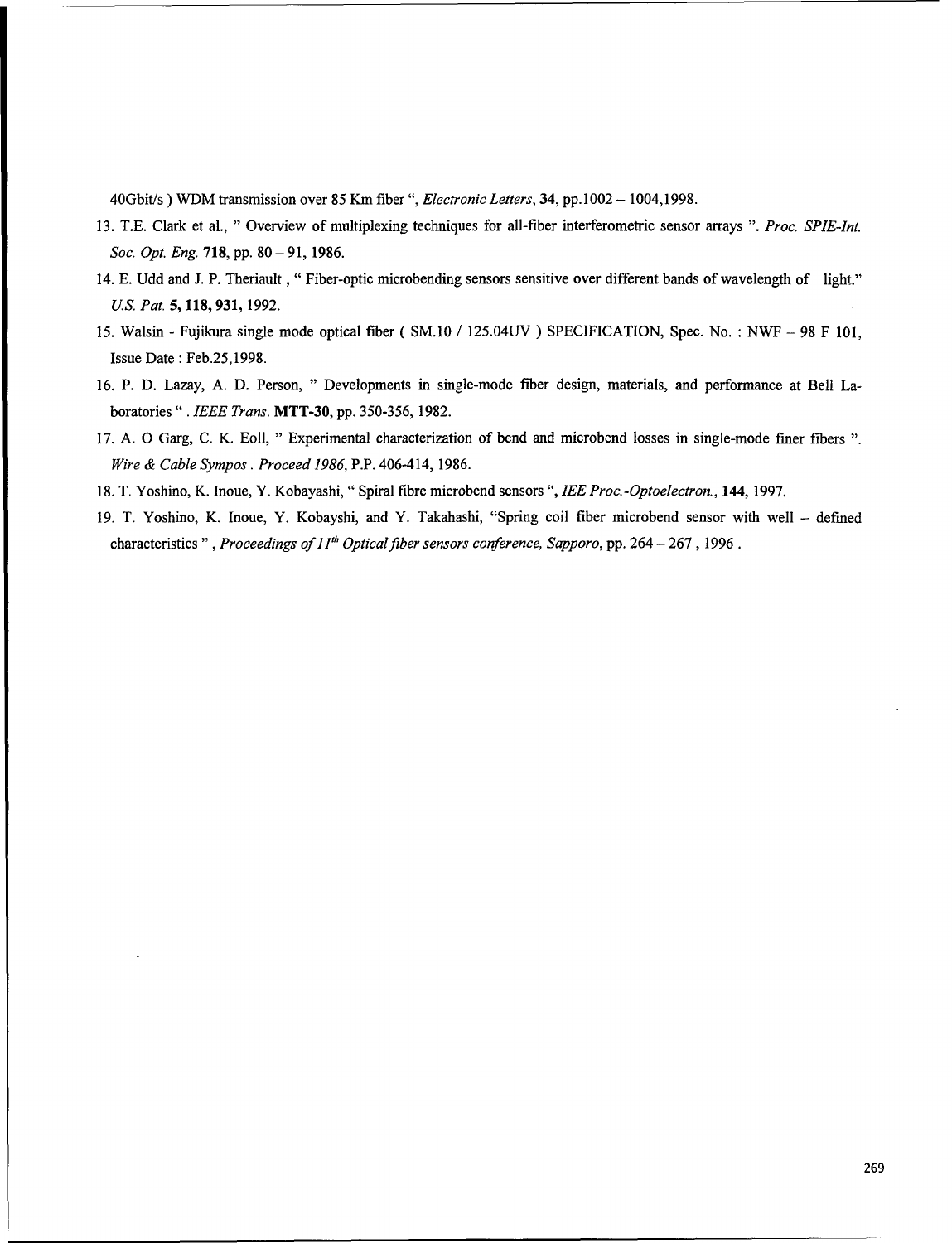40Gbit/s ) WDM transmission over 85 Km fiber ", *Electronic Letters*, **34**, pp.1002 – 1004,1998.

13. T.E. Clark et al., " Overview of multiplexing techniques for all-fiber interferometric sensor arrays ". *Proc. SPIE-Int. Soc. Opt. Eng.* **718**, pp. 80 – 91, 1986.
14. E. Udd and J. P. Theriault , " Fiber-optic microbending sensors sensitive over different bands of wavelength of light." *U.S. Pat.* **5, 118, 931,** 1992.
15. Walsin - Fujikura single mode optical fiber ( SM.10 / 125.04UV ) SPECIFICATION, Spec. No. : NWF – 98 F 101, Issue Date : Feb.25,1998.
16. P. D. Lazay, A. D. Person, " Developments in single-mode fiber design, materials, and performance at Bell Laboratories " . *IEEE Trans.* **MTT-30**, pp. 350-356, 1982.
17. A. O Garg, C. K. Eoll, " Experimental characterization of bend and microbend losses in single-mode finer fibers ". *Wire & Cable Sympos . Proceed 1986*, P.P. 406-414, 1986.
18. T. Yoshino, K. Inoue, Y. Kobayashi, " Spiral fibre microbend sensors ", *IEE Proc.-Optoelectron.*, **144**, 1997.
19. T. Yoshino, K. Inoue, Y. Kobayshi, and Y. Takahashi, "Spring coil fiber microbend sensor with well – defined characteristics " , *Proceedings of 11th Optical fiber sensors conference, Sapporo*, pp. 264 – 267 , 1996 .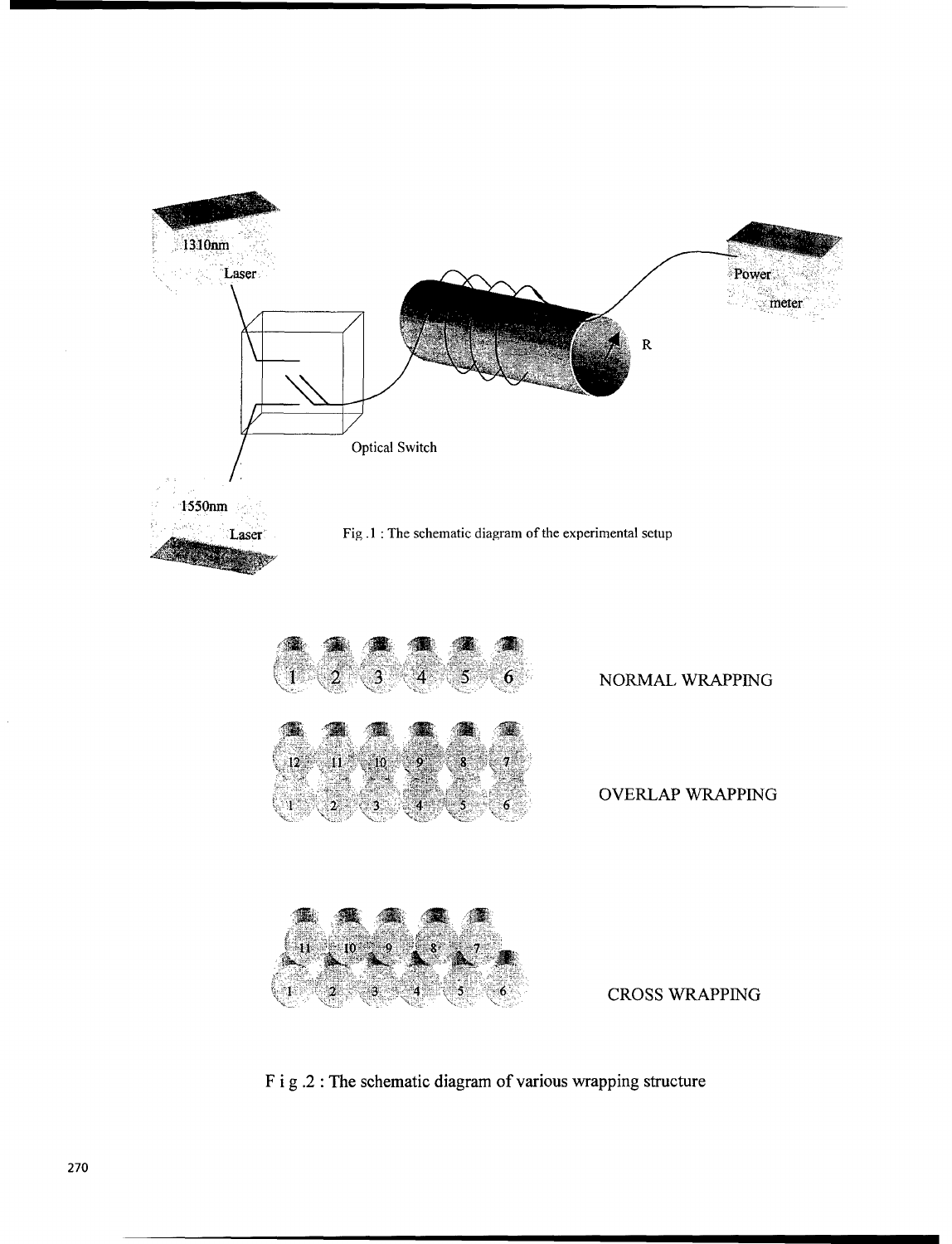Fig .1 : The schematic diagram of the experimental setup

F i g .2 : The schematic diagram of various wrapping structure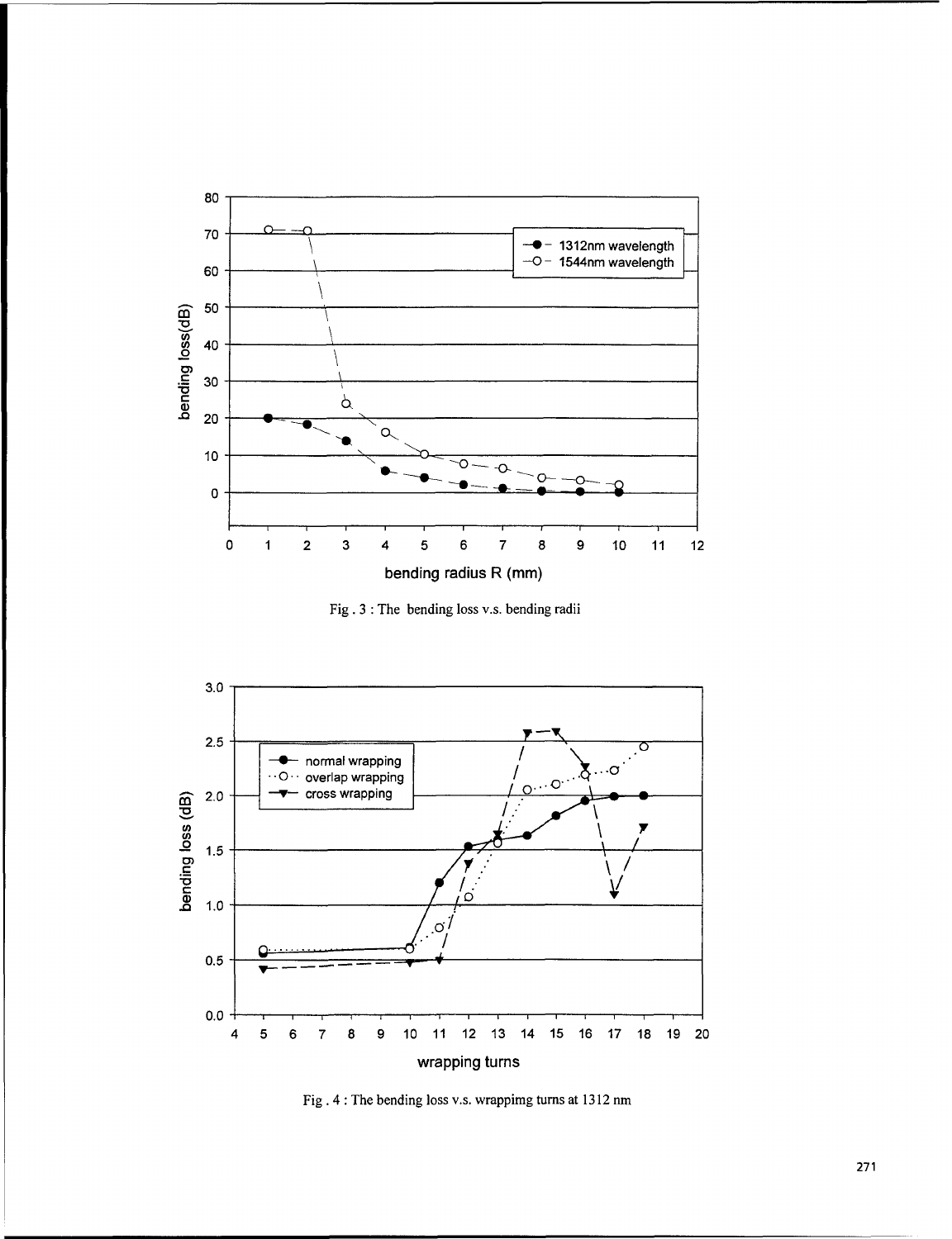Fig . 3 : The bending loss v.s. bending radii

Fig . 4 : The bending loss v.s. wrappimg turns at 1312 nm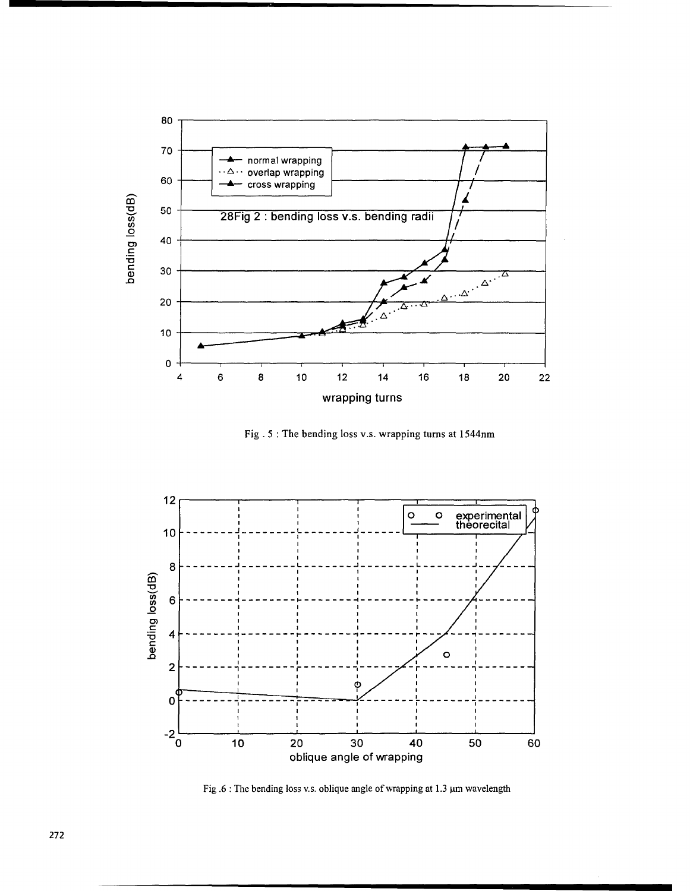Fig . 5 : The bending loss v.s. wrapping turns at 1544nm

Fig .6 : The bending loss v.s. oblique angle of wrapping at 1.3 μm wavelength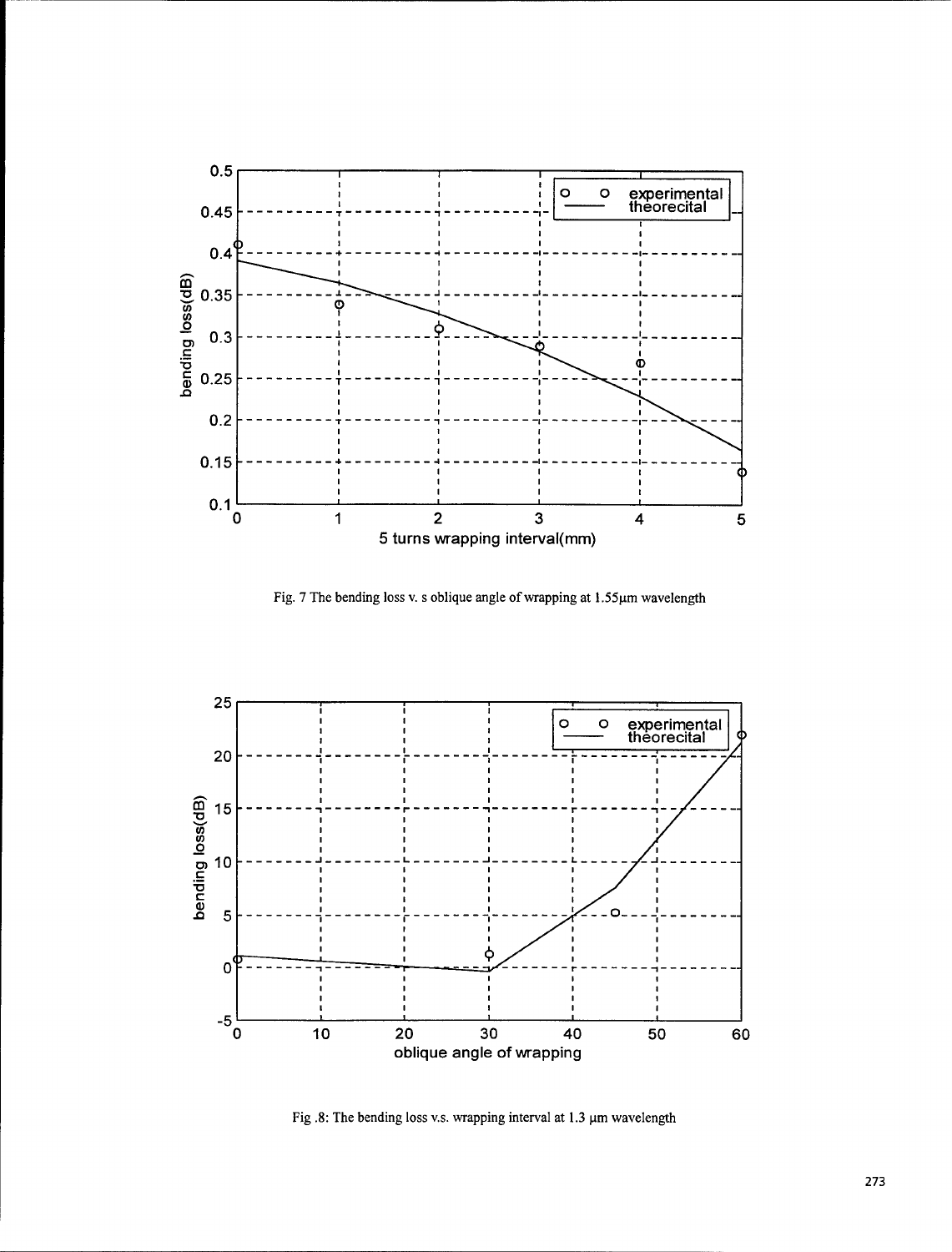Fig. 7 The bending loss v. s oblique angle of wrapping at 1.55μm wavelength

Fig .8: The bending loss v.s. wrapping interval at 1.3 μm wavelength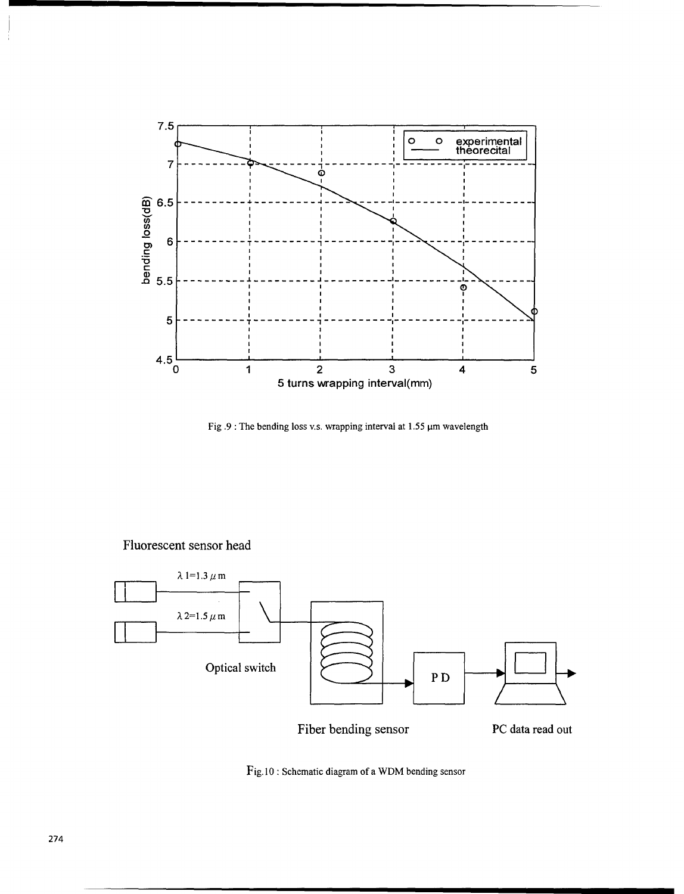7.5
7
6.5
6
5.5
5
4.5

0 1 2 3 4 5

bending loss(dB)

5 turns wrapping interval(mm)

o o experimental
—— theorecital

Fig .9 : The bending loss v.s. wrapping interval at 1.55 μm wavelength

Fluorescent sensor head

$\lambda 1 = 1.3\ \mu$m

$\lambda 2 = 1.5\ \mu$m

Optical switch

PD

Fiber bending sensor

PC data read out

Fig.10 : Schematic diagram of a WDM bending sensor